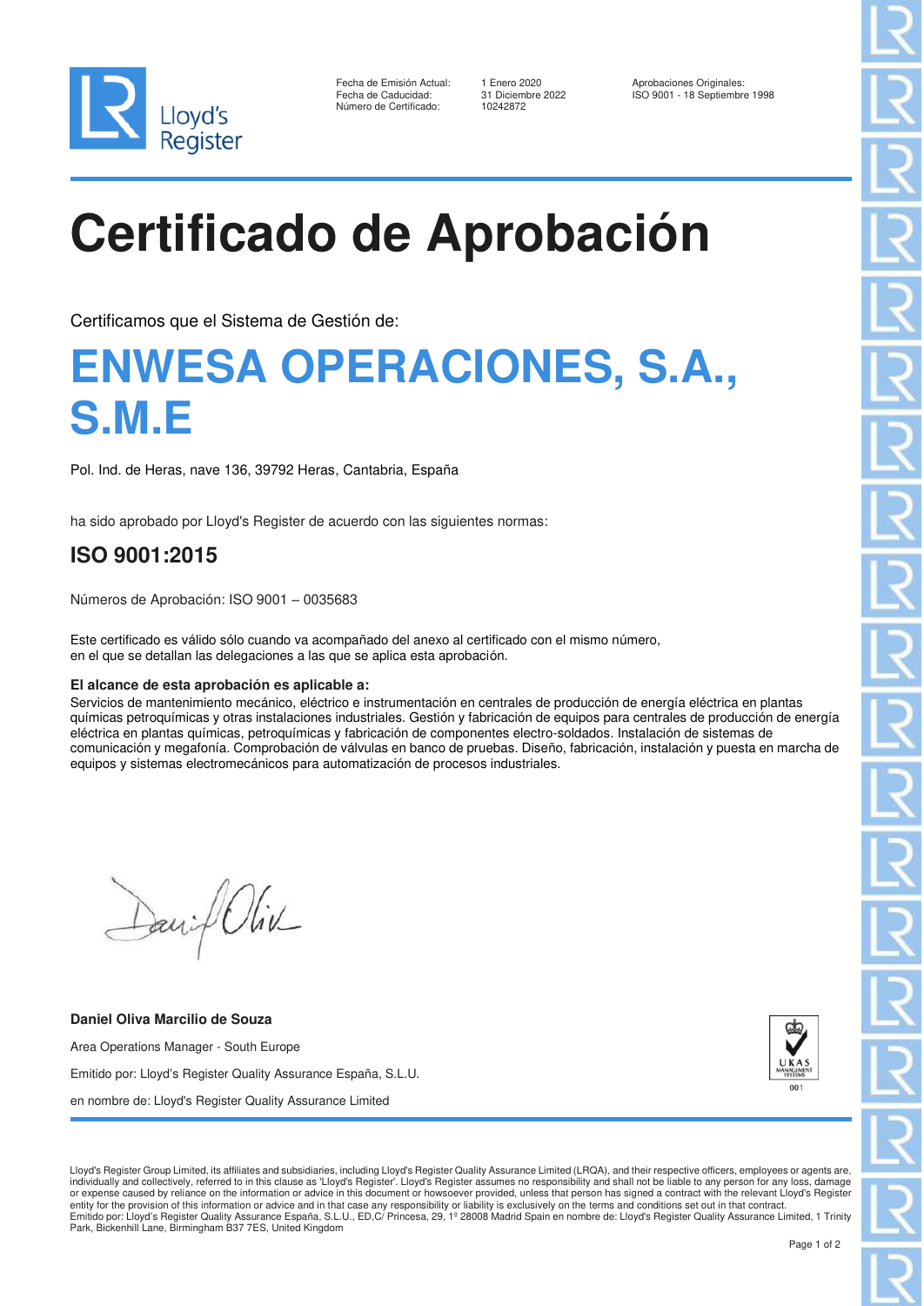Lloyd's Register

| | | | |
|---|---|---|---|
| Fecha de Emisión Actual: | 1 Enero 2020 | Aprobaciones Originales: | |
| Fecha de Caducidad: | 31 Diciembre 2022 | ISO 9001 - 18 Septiembre 1998 | |
| Número de Certificado: | 10242872 | | |

# Certificado de Aprobación

Certificamos que el Sistema de Gestión de:

## ENWESA OPERACIONES, S.A., S.M.E

Pol. Ind. de Heras, nave 136, 39792 Heras, Cantabria, España

ha sido aprobado por Lloyd's Register de acuerdo con las siguientes normas:

### ISO 9001:2015

Números de Aprobación: ISO 9001 – 0035683

Este certificado es válido sólo cuando va acompañado del anexo al certificado con el mismo número, en el que se detallan las delegaciones a las que se aplica esta aprobación.

**El alcance de esta aprobación es aplicable a:**
Servicios de mantenimiento mecánico, eléctrico e instrumentación en centrales de producción de energía eléctrica en plantas químicas petroquímicas y otras instalaciones industriales. Gestión y fabricación de equipos para centrales de producción de energía eléctrica en plantas químicas, petroquímicas y fabricación de componentes electro-soldados. Instalación de sistemas de comunicación y megafonía. Comprobación de válvulas en banco de pruebas. Diseño, fabricación, instalación y puesta en marcha de equipos y sistemas electromecánicos para automatización de procesos industriales.

**Daniel Oliva Marcilio de Souza**

Area Operations Manager - South Europe

Emitido por: Lloyd's Register Quality Assurance España, S.L.U.

en nombre de: Lloyd's Register Quality Assurance Limited

UKAS MANAGEMENT SYSTEMS 001

Lloyd's Register Group Limited, its affiliates and subsidiaries, including Lloyd's Register Quality Assurance Limited (LRQA), and their respective officers, employees or agents are, individually and collectively, referred to in this clause as 'Lloyd's Register'. Lloyd's Register assumes no responsibility and shall not be liable to any person for any loss, damage or expense caused by reliance on the information or advice in this document or howsoever provided, unless that person has signed a contract with the relevant Lloyd's Register entity for the provision of this information or advice and in that case any responsibility or liability is exclusively on the terms and conditions set out in that contract.
Emitido por: Lloyd's Register Quality Assurance España, S.L.U., ED,C/ Princesa, 29, 1º 28008 Madrid Spain en nombre de: Lloyd's Register Quality Assurance Limited, 1 Trinity Park, Bickenhill Lane, Birmingham B37 7ES, United Kingdom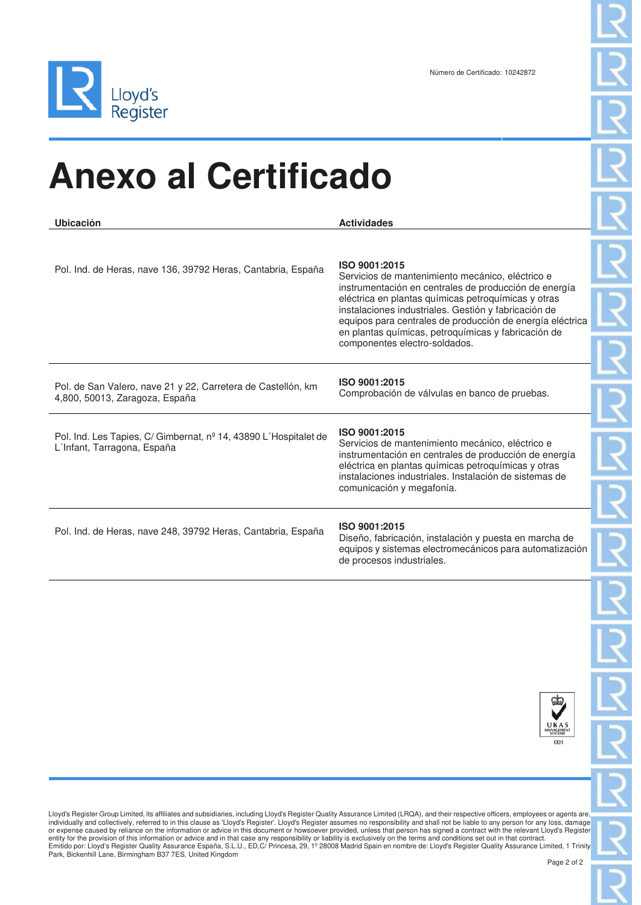Lloyd's Register

Número de Certificado: 10242872

# Anexo al Certificado

| Ubicación | Actividades |
|---|---|
| Pol. Ind. de Heras, nave 136, 39792 Heras, Cantabria, España | **ISO 9001:2015**<br>Servicios de mantenimiento mecánico, eléctrico e instrumentación en centrales de producción de energía eléctrica en plantas químicas petroquímicas y otras instalaciones industriales. Gestión y fabricación de equipos para centrales de producción de energía eléctrica en plantas químicas, petroquímicas y fabricación de componentes electro-soldados. |
| Pol. de San Valero, nave 21 y 22, Carretera de Castellón, km 4,800, 50013, Zaragoza, España | **ISO 9001:2015**<br>Comprobación de válvulas en banco de pruebas. |
| Pol. Ind. Les Tapies, C/ Gimbernat, nº 14, 43890 L´Hospitalet de L´Infant, Tarragona, España | **ISO 9001:2015**<br>Servicios de mantenimiento mecánico, eléctrico e instrumentación en centrales de producción de energía eléctrica en plantas químicas petroquímicas y otras instalaciones industriales. Instalación de sistemas de comunicación y megafonía. |
| Pol. Ind. de Heras, nave 248, 39792 Heras, Cantabria, España | **ISO 9001:2015**<br>Diseño, fabricación, instalación y puesta en marcha de equipos y sistemas electromecánicos para automatización de procesos industriales. |

UKAS MANAGEMENT SYSTEMS 001

Lloyd's Register Group Limited, its affiliates and subsidiaries, including Lloyd's Register Quality Assurance Limited (LRQA), and their respective officers, employees or agents are, individually and collectively, referred to in this clause as 'Lloyd's Register'. Lloyd's Register assumes no responsibility and shall not be liable to any person for any loss, damage or expense caused by reliance on the information or advice in this document or howsoever provided, unless that person has signed a contract with the relevant Lloyd's Register entity for the provision of this information or advice and in that case any responsibility or liability is exclusively on the terms and conditions set out in that contract.
Emitido por: Lloyd's Register Quality Assurance España, S.L.U., ED,C/ Princesa, 29, 1º 28008 Madrid Spain en nombre de: Lloyd's Register Quality Assurance Limited, 1 Trinity Park, Bickenhill Lane, Birmingham B37 7ES, United Kingdom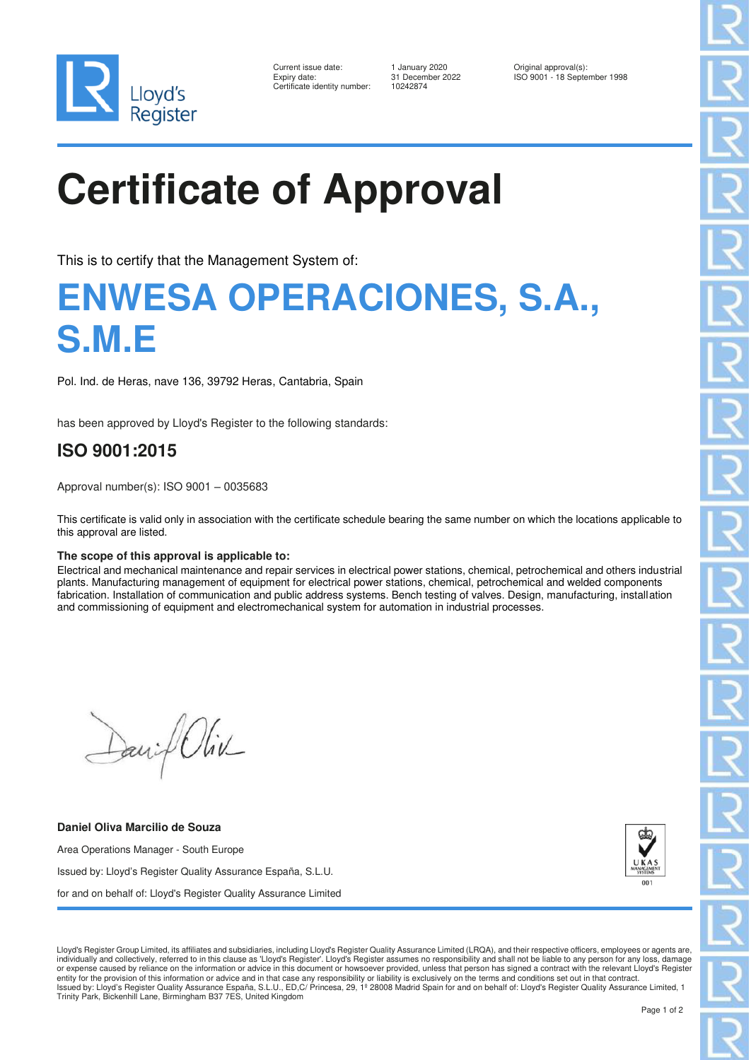Lloyd's Register

Current issue date: 1 January 2020
Expiry date: 31 December 2022
Certificate identity number: 10242874

Original approval(s):
ISO 9001 - 18 September 1998

# Certificate of Approval

This is to certify that the Management System of:

## ENWESA OPERACIONES, S.A., S.M.E

Pol. Ind. de Heras, nave 136, 39792 Heras, Cantabria, Spain

has been approved by Lloyd's Register to the following standards:

### ISO 9001:2015

Approval number(s): ISO 9001 – 0035683

This certificate is valid only in association with the certificate schedule bearing the same number on which the locations applicable to this approval are listed.

**The scope of this approval is applicable to:**
Electrical and mechanical maintenance and repair services in electrical power stations, chemical, petrochemical and others industrial plants. Manufacturing management of equipment for electrical power stations, chemical, petrochemical and welded components fabrication. Installation of communication and public address systems. Bench testing of valves. Design, manufacturing, installation and commissioning of equipment and electromechanical system for automation in industrial processes.

**Daniel Oliva Marcilio de Souza**

Area Operations Manager - South Europe

Issued by: Lloyd's Register Quality Assurance España, S.L.U.

for and on behalf of: Lloyd's Register Quality Assurance Limited

UKAS MANAGEMENT SYSTEMS 001

Lloyd's Register Group Limited, its affiliates and subsidiaries, including Lloyd's Register Quality Assurance Limited (LRQA), and their respective officers, employees or agents are, individually and collectively, referred to in this clause as 'Lloyd's Register'. Lloyd's Register assumes no responsibility and shall not be liable to any person for any loss, damage or expense caused by reliance on the information or advice in this document or howsoever provided, unless that person has signed a contract with the relevant Lloyd's Register entity for the provision of this information or advice and in that case any responsibility or liability is exclusively on the terms and conditions set out in that contract.
Issued by: Lloyd's Register Quality Assurance España, S.L.U., ED,C/ Princesa, 29, 1º 28008 Madrid Spain for and on behalf of: Lloyd's Register Quality Assurance Limited, 1 Trinity Park, Bickenhill Lane, Birmingham B37 7ES, United Kingdom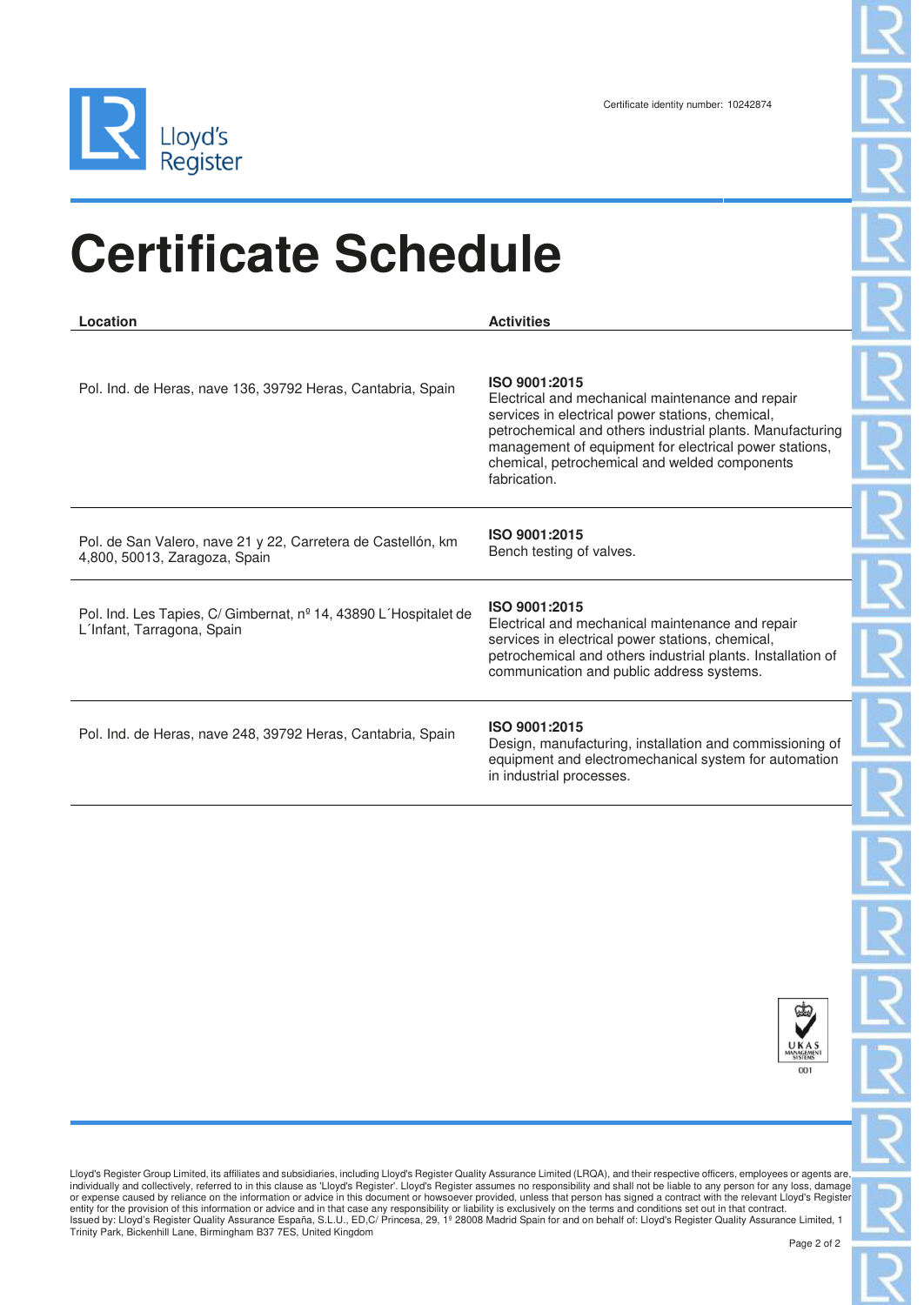Lloyd's Register

Certificate identity number: 10242874

# Certificate Schedule

| Location | Activities |
| --- | --- |
| Pol. Ind. de Heras, nave 136, 39792 Heras, Cantabria, Spain | **ISO 9001:2015** Electrical and mechanical maintenance and repair services in electrical power stations, chemical, petrochemical and others industrial plants. Manufacturing management of equipment for electrical power stations, chemical, petrochemical and welded components fabrication. |
| Pol. de San Valero, nave 21 y 22, Carretera de Castellón, km 4,800, 50013, Zaragoza, Spain | **ISO 9001:2015** Bench testing of valves. |
| Pol. Ind. Les Tapies, C/ Gimbernat, nº 14, 43890 L´Hospitalet de L´Infant, Tarragona, Spain | **ISO 9001:2015** Electrical and mechanical maintenance and repair services in electrical power stations, chemical, petrochemical and others industrial plants. Installation of communication and public address systems. |
| Pol. Ind. de Heras, nave 248, 39792 Heras, Cantabria, Spain | **ISO 9001:2015** Design, manufacturing, installation and commissioning of equipment and electromechanical system for automation in industrial processes. |

UKAS MANAGEMENT SYSTEMS 001

Lloyd's Register Group Limited, its affiliates and subsidiaries, including Lloyd's Register Quality Assurance Limited (LRQA), and their respective officers, employees or agents are, individually and collectively, referred to in this clause as 'Lloyd's Register'. Lloyd's Register assumes no responsibility and shall not be liable to any person for any loss, damage or expense caused by reliance on the information or advice in this document or howsoever provided, unless that person has signed a contract with the relevant Lloyd's Register entity for the provision of this information or advice and in that case any responsibility or liability is exclusively on the terms and conditions set out in that contract.
Issued by: Lloyd's Register Quality Assurance España, S.L.U., ED,C/ Princesa, 29, 1º 28008 Madrid Spain for and on behalf of: Lloyd's Register Quality Assurance Limited, 1 Trinity Park, Bickenhill Lane, Birmingham B37 7ES, United Kingdom